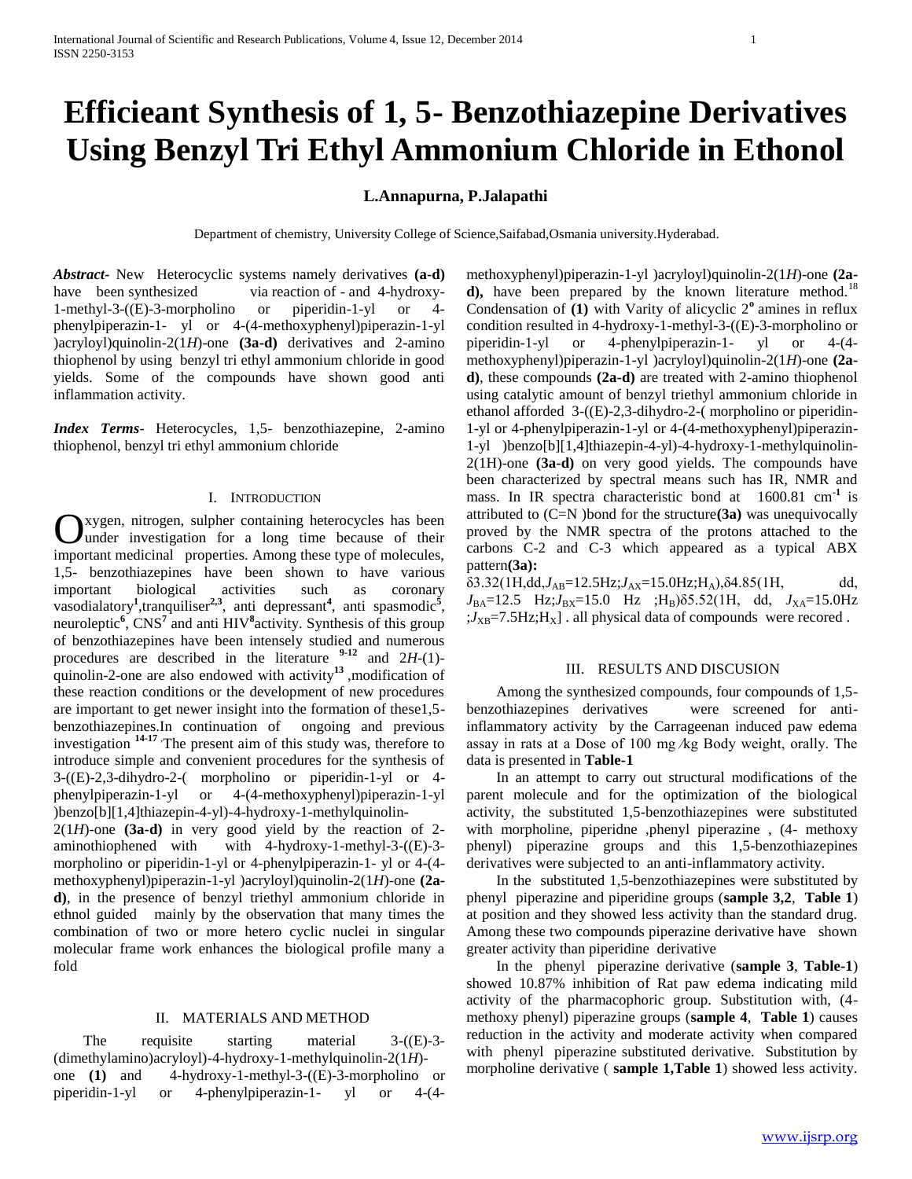# Efficieant Synthesis of 1, 5- Benzothiazepine Derivatives Using Benzyl Tri Ethyl Ammonium Chloride in Ethonol

**L.Annapurna, P.Jalapathi**

Department of chemistry, University College of Science,Saifabad,Osmania university.Hyderabad.

***Abstract***- New Heterocyclic systems namely derivatives **(a-d)** have been synthesized via reaction of - and 4-hydroxy-1-methyl-3-((E)-3-morpholino or piperidin-1-yl or 4-phenylpiperazin-1- yl or 4-(4-methoxyphenyl)piperazin-1-yl )acryloyl)quinolin-2(1*H*)-one **(3a-d)** derivatives and 2-amino thiophenol by using benzyl tri ethyl ammonium chloride in good yields. Some of the compounds have shown good anti inflammation activity.

***Index Terms***- Heterocycles, 1,5- benzothiazepine, 2-amino thiophenol, benzyl tri ethyl ammonium chloride

## I. Introduction

Oxygen, nitrogen, sulpher containing heterocycles has been under investigation for a long time because of their important medicinal properties. Among these type of molecules, 1,5- benzothiazepines have been shown to have various important biological activities such as coronary vasodialatory[1],tranquiliser[2,3], anti depressant[4], anti spasmodic[5], neuroleptic[6], CNS[7] and anti HIV[8]activity. Synthesis of this group of benzothiazepines have been intensely studied and numerous procedures are described in the literature [9-12] and 2*H*-(1)-quinolin-2-one are also endowed with activity[13] ,modification of these reaction conditions or the development of new procedures are important to get newer insight into the formation of these1,5-benzothiazepines.In continuation of ongoing and previous investigation [14-17] ,The present aim of this study was, therefore to introduce simple and convenient procedures for the synthesis of 3-((E)-2,3-dihydro-2-( morpholino or piperidin-1-yl or 4-phenylpiperazin-1-yl or 4-(4-methoxyphenyl)piperazin-1-yl )benzo[b][1,4]thiazepin-4-yl)-4-hydroxy-1-methylquinolin-2(1*H*)-one **(3a-d)** in very good yield by the reaction of 2-aminothiophened with with 4-hydroxy-1-methyl-3-((E)-3-morpholino or piperidin-1-yl or 4-phenylpiperazin-1- yl or 4-(4-methoxyphenyl)piperazin-1-yl )acryloyl)quinolin-2(1*H*)-one **(2a-d)**, in the presence of benzyl triethyl ammonium chloride in ethnol guided mainly by the observation that many times the combination of two or more hetero cyclic nuclei in singular molecular frame work enhances the biological profile many a fold

## II. Materials and Method

The requisite starting material 3-((E)-3-(dimethylamino)acryloyl)-4-hydroxy-1-methylquinolin-2(1*H*)-one **(1)** and 4-hydroxy-1-methyl-3-((E)-3-morpholino or piperidin-1-yl or 4-phenylpiperazin-1- yl or 4-(4-methoxyphenyl)piperazin-1-yl )acryloyl)quinolin-2(1*H*)-one **(2a-d),** have been prepared by the known literature method.[18] Condensation of **(1)** with Varity of alicyclic 2° amines in reflux condition resulted in 4-hydroxy-1-methyl-3-((E)-3-morpholino or piperidin-1-yl or 4-phenylpiperazin-1- yl or 4-(4-methoxyphenyl)piperazin-1-yl )acryloyl)quinolin-2(1*H*)-one **(2a-d)**, these compounds **(2a-d)** are treated with 2-amino thiophenol using catalytic amount of benzyl triethyl ammonium chloride in ethanol afforded 3-((E)-2,3-dihydro-2-( morpholino or piperidin-1-yl or 4-phenylpiperazin-1-yl or 4-(4-methoxyphenyl)piperazin-1-yl )benzo[b][1,4]thiazepin-4-yl)-4-hydroxy-1-methylquinolin-2(1H)-one **(3a-d)** on very good yields. The compounds have been characterized by spectral means such has IR, NMR and mass. In IR spectra characteristic bond at 1600.81 $cm^{-1}$ is attributed to (C=N )bond for the structure**(3a)** was unequivocally proved by the NMR spectra of the protons attached to the carbons C-2 and C-3 which appeared as a typical ABX pattern**(3a):**

$\delta$3.32(1H,dd,$J_{AB}$=12.5Hz;$J_{AX}$=15.0Hz;$H_A$),$\delta$4.85(1H, dd, $J_{BA}$=12.5 Hz;$J_{BX}$=15.0 Hz ;$H_B$)$\delta$5.52(1H, dd, $J_{XA}$=15.0Hz ;$J_{XB}$=7.5Hz;$H_X$] . all physical data of compounds were recored .

## III. Results and Discusion

Among the synthesized compounds, four compounds of 1,5-benzothiazepines derivatives were screened for anti-inflammatory activity by the Carrageenan induced paw edema assay in rats at a Dose of 100 mg ⁄kg Body weight, orally. The data is presented in **Table-1**

In an attempt to carry out structural modifications of the parent molecule and for the optimization of the biological activity, the substituted 1,5-benzothiazepines were substituted with morpholine, piperidne ,phenyl piperazine , (4- methoxy phenyl) piperazine groups and this 1,5-benzothiazepines derivatives were subjected to an anti-inflammatory activity.

In the substituted 1,5-benzothiazepines were substituted by phenyl piperazine and piperidine groups (**sample 3,2**, **Table 1**) at position and they showed less activity than the standard drug. Among these two compounds piperazine derivative have shown greater activity than piperidine derivative

In the phenyl piperazine derivative (**sample 3**, **Table-1**) showed 10.87% inhibition of Rat paw edema indicating mild activity of the pharmacophoric group. Substitution with, (4-methoxy phenyl) piperazine groups (**sample 4**, **Table 1**) causes reduction in the activity and moderate activity when compared with phenyl piperazine substituted derivative. Substitution by morpholine derivative ( **sample 1,Table 1**) showed less activity.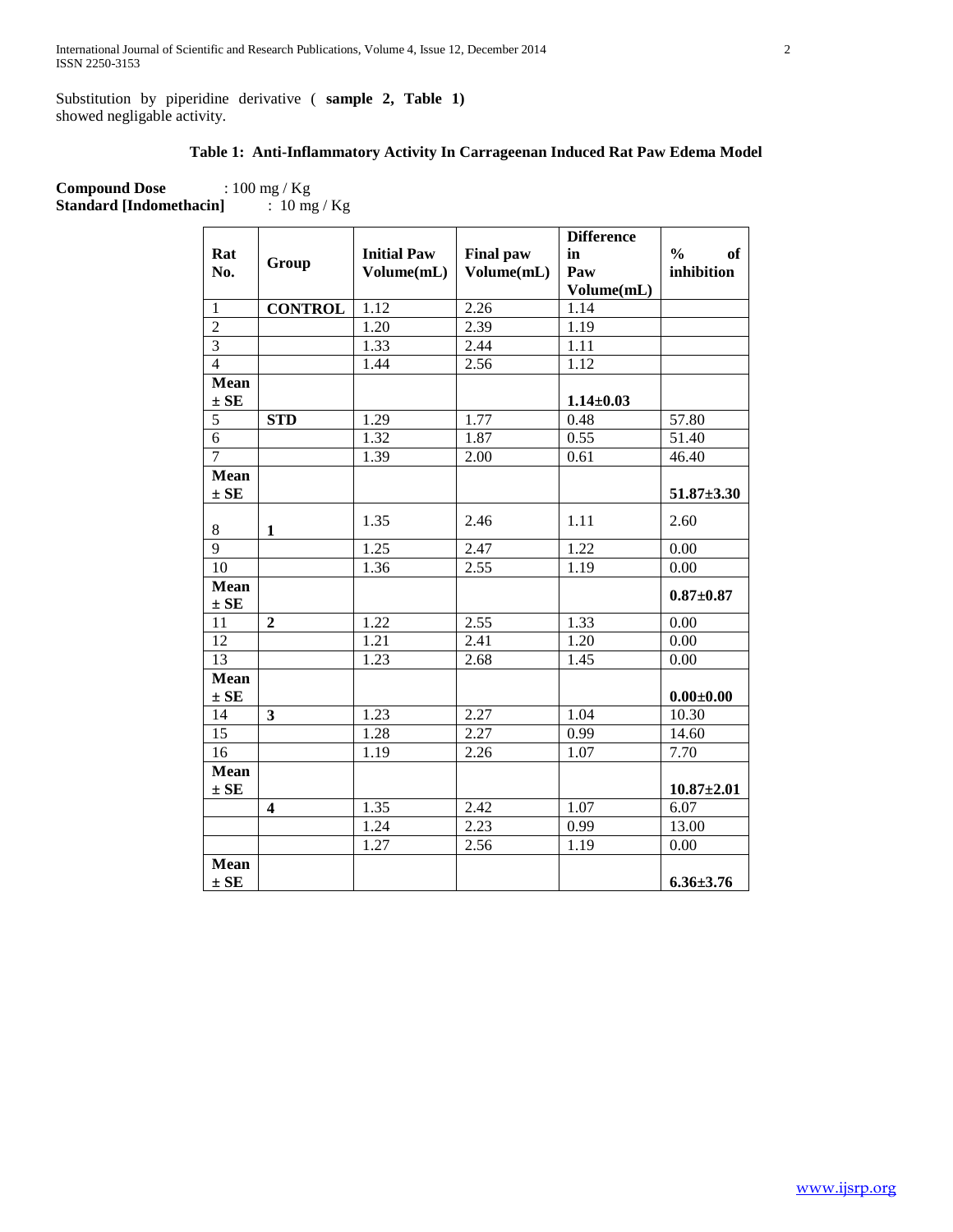Substitution by piperidine derivative ( **sample 2, Table 1)** showed negligable activity.

**Table 1: Anti-Inflammatory Activity In Carrageenan Induced Rat Paw Edema Model**

**Compound Dose** : 100 mg / Kg
**Standard [Indomethacin]** : 10 mg / Kg

| Rat No. | Group | Initial Paw Volume(mL) | Final paw Volume(mL) | Difference in Paw Volume(mL) | % of inhibition |
|---|---|---|---|---|---|
| 1 | **CONTROL** | 1.12 | 2.26 | 1.14 | |
| 2 | | 1.20 | 2.39 | 1.19 | |
| 3 | | 1.33 | 2.44 | 1.11 | |
| 4 | | 1.44 | 2.56 | 1.12 | |
| **Mean ± SE** | | | | **1.14±0.03** | |
| 5 | **STD** | 1.29 | 1.77 | 0.48 | 57.80 |
| 6 | | 1.32 | 1.87 | 0.55 | 51.40 |
| 7 | | 1.39 | 2.00 | 0.61 | 46.40 |
| **Mean ± SE** | | | | | **51.87±3.30** |
| 8 | **1** | 1.35 | 2.46 | 1.11 | 2.60 |
| 9 | | 1.25 | 2.47 | 1.22 | 0.00 |
| 10 | | 1.36 | 2.55 | 1.19 | 0.00 |
| **Mean ± SE** | | | | | **0.87±0.87** |
| 11 | **2** | 1.22 | 2.55 | 1.33 | 0.00 |
| 12 | | 1.21 | 2.41 | 1.20 | 0.00 |
| 13 | | 1.23 | 2.68 | 1.45 | 0.00 |
| **Mean ± SE** | | | | | **0.00±0.00** |
| 14 | **3** | 1.23 | 2.27 | 1.04 | 10.30 |
| 15 | | 1.28 | 2.27 | 0.99 | 14.60 |
| 16 | | 1.19 | 2.26 | 1.07 | 7.70 |
| **Mean ± SE** | | | | | **10.87±2.01** |
| | **4** | 1.35 | 2.42 | 1.07 | 6.07 |
| | | 1.24 | 2.23 | 0.99 | 13.00 |
| | | 1.27 | 2.56 | 1.19 | 0.00 |
| **Mean ± SE** | | | | | **6.36±3.76** |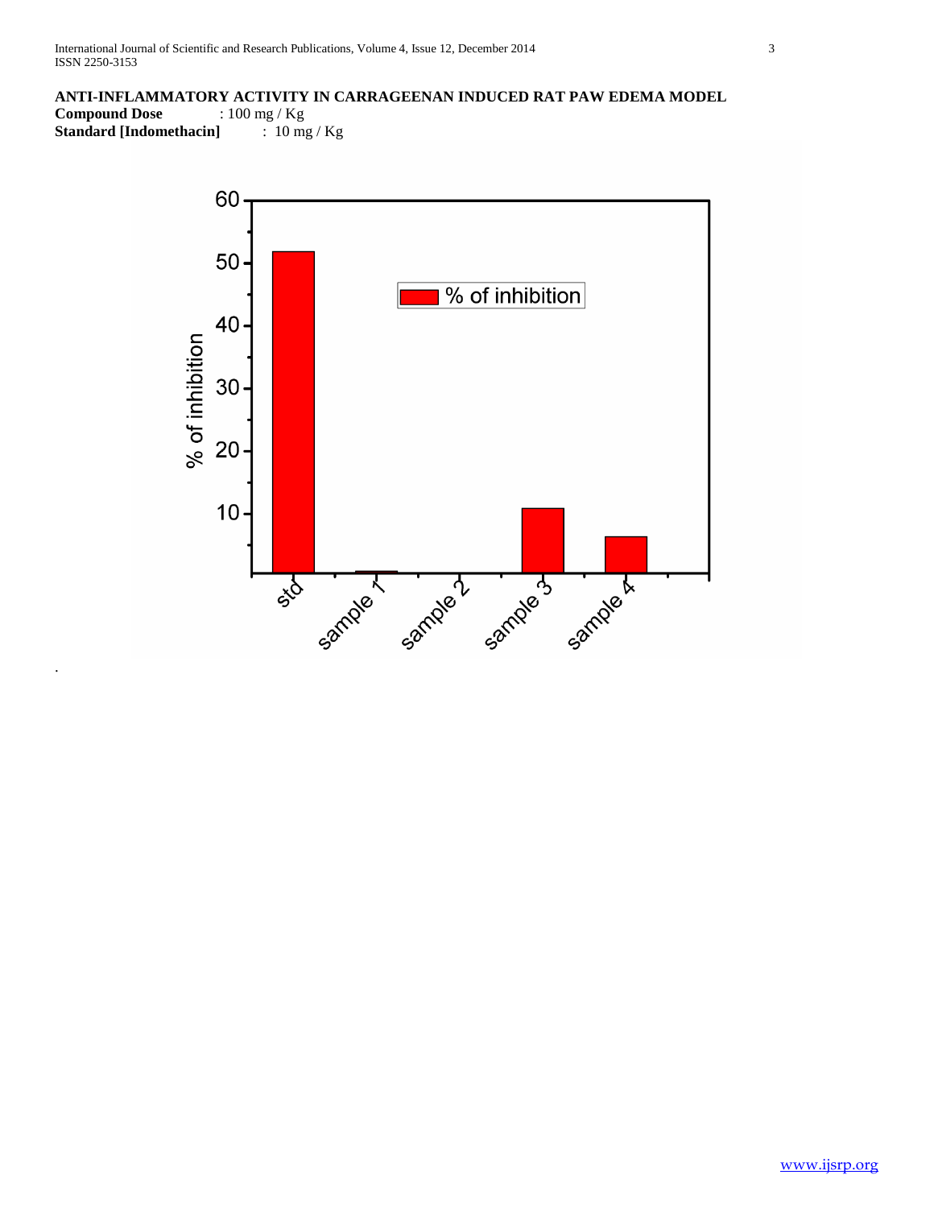**ANTI-INFLAMMATORY ACTIVITY IN CARRAGEENAN INDUCED RAT PAW EDEMA MODEL**

**Compound Dose** : 100 mg / Kg

**Standard [Indomethacin]** : 10 mg / Kg

.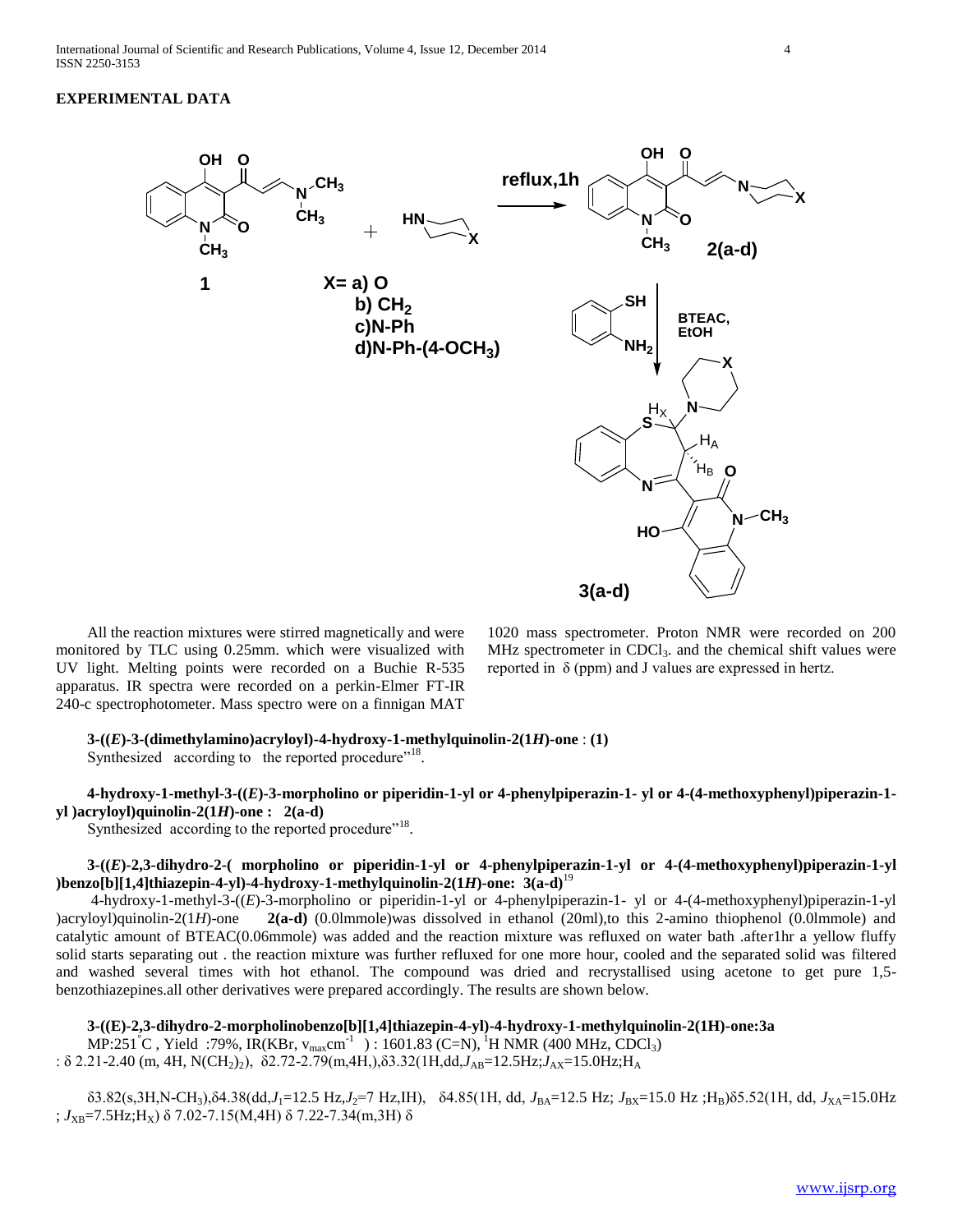## EXPERIMENTAL DATA

All the reaction mixtures were stirred magnetically and were monitored by TLC using 0.25mm. which were visualized with UV light. Melting points were recorded on a Buchie R-535 apparatus. IR spectra were recorded on a perkin-Elmer FT-IR 240-c spectrophotometer. Mass spectro were on a finnigan MAT 1020 mass spectrometer. Proton NMR were recorded on 200 MHz spectrometer in $CDCl_3$. and the chemical shift values were reported in δ (ppm) and J values are expressed in hertz.

**3-((*E*)-3-(dimethylamino)acryloyl)-4-hydroxy-1-methylquinolin-2(1*H*)-one** : **(1)**

Synthesized according to the reported procedure"[18].

**4-hydroxy-1-methyl-3-((*E*)-3-morpholino or piperidin-1-yl or 4-phenylpiperazin-1- yl or 4-(4-methoxyphenyl)piperazin-1-yl )acryloyl)quinolin-2(1*H*)-one : 2(a-d)**

Synthesized according to the reported procedure"[18].

**3-((*E*)-2,3-dihydro-2-( morpholino or piperidin-1-yl or 4-phenylpiperazin-1-yl or 4-(4-methoxyphenyl)piperazin-1-yl )benzo[b][1,4]thiazepin-4-yl)-4-hydroxy-1-methylquinolin-2(1*H*)-one: 3(a-d)**[19]

4-hydroxy-1-methyl-3-((*E*)-3-morpholino or piperidin-1-yl or 4-phenylpiperazin-1- yl or 4-(4-methoxyphenyl)piperazin-1-yl )acryloyl)quinolin-2(1*H*)-one **2(a-d)** (0.0lmmole)was dissolved in ethanol (20ml),to this 2-amino thiophenol (0.0lmmole) and catalytic amount of BTEAC(0.06mmole) was added and the reaction mixture was refluxed on water bath .after1hr a yellow fluffy solid starts separating out . the reaction mixture was further refluxed for one more hour, cooled and the separated solid was filtered and washed several times with hot ethanol. The compound was dried and recrystallised using acetone to get pure 1,5-benzothiazepines.all other derivatives were prepared accordingly. The results are shown below.

**3-((E)-2,3-dihydro-2-morpholinobenzo[b][1,4]thiazepin-4-yl)-4-hydroxy-1-methylquinolin-2(1H)-one:3a**

MP:251°C , Yield :79%, IR(KBr, $\nu_{max}cm^{-1}$ ) : 1601.83 (C=N), $^1$H NMR (400 MHz, $CDCl_3$) : δ 2.21-2.40 (m, 4H, $N(CH_2)_2$), δ2.72-2.79(m,4H,),δ3.32(1H,dd,$J_{AB}$=12.5Hz;$J_{AX}$=15.0Hz;$H_A$

δ3.82(s,3H,N-$CH_3$),δ4.38(dd,$J_1$=12.5 Hz,$J_2$=7 Hz,IH), δ4.85(1H, dd, $J_{BA}$=12.5 Hz; $J_{BX}$=15.0 Hz ;$H_B$)δ5.52(1H, dd, $J_{XA}$=15.0Hz ; $J_{XB}$=7.5Hz;$H_X$) δ 7.02-7.15(M,4H) δ 7.22-7.34(m,3H) δ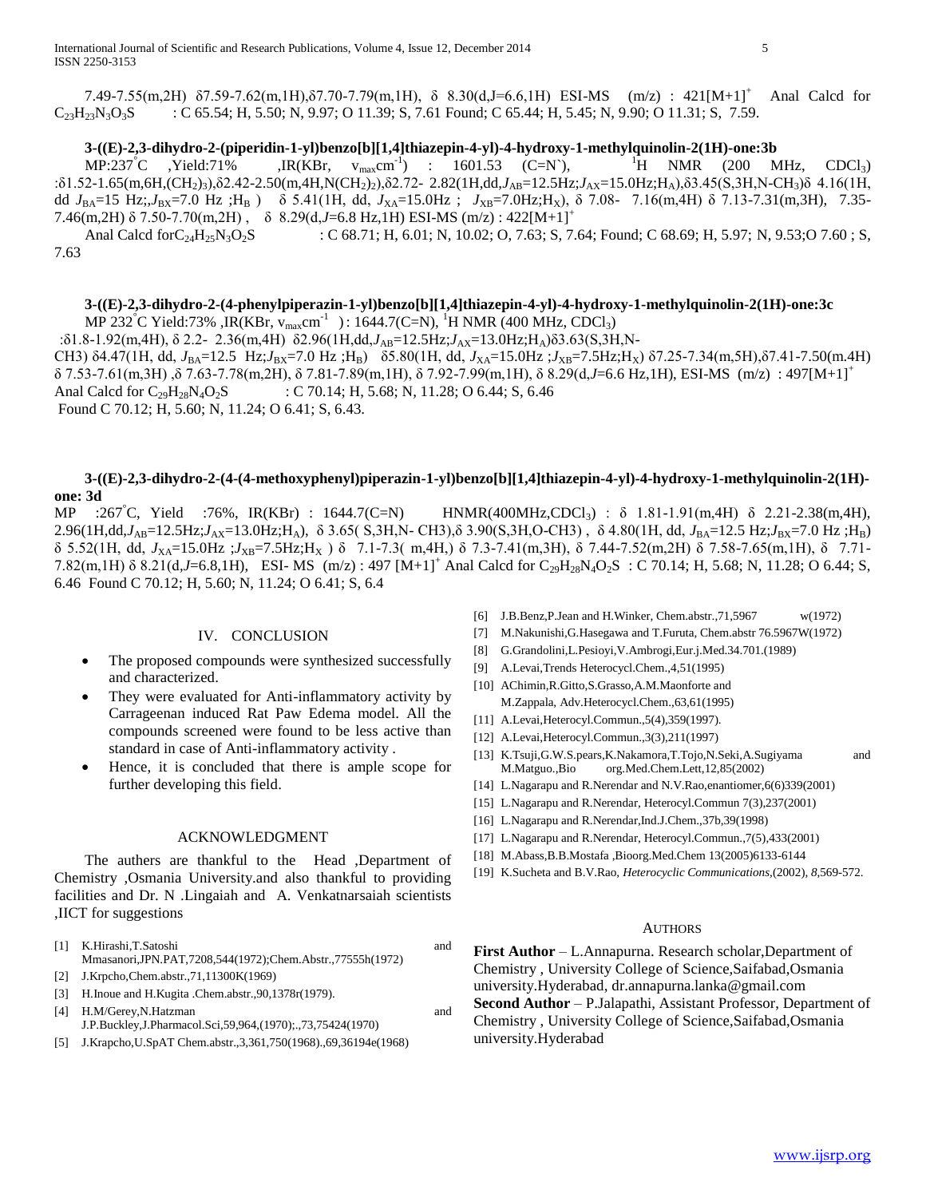7.49-7.55(m,2H) δ7.59-7.62(m,1H),δ7.70-7.79(m,1H), δ 8.30(d,J=6.6,1H) ESI-MS (m/z) : 421[M+1]$^+$ Anal Calcd for $C_{23}H_{23}N_3O_3S$ : C 65.54; H, 5.50; N, 9.97; O 11.39; S, 7.61 Found; C 65.44; H, 5.45; N, 9.90; O 11.31; S, 7.59.

**3-((E)-2,3-dihydro-2-(piperidin-1-yl)benzo[b][1,4]thiazepin-4-yl)-4-hydroxy-1-methylquinolin-2(1H)-one:3b**

MP:237°C ,Yield:71% ,IR(KBr, $v_{max}cm^{-1}$) : 1601.53 (C=N`), $^1$H NMR (200 MHz, $CDCl_3$) :δ1.52-1.65(m,6H,$(CH_2)_3$),δ2.42-2.50(m,4H,N$(CH_2)_2$),δ2.72- 2.82(1H,dd,$J_{AB}$=12.5Hz;$J_{AX}$=15.0Hz;$H_A$),δ3.45(S,3H,N-$CH_3$)δ 4.16(1H, dd $J_{BA}$=15 Hz;,$J_{BX}$=7.0 Hz ;$H_B$ ) δ 5.41(1H, dd, $J_{XA}$=15.0Hz ; $J_{XB}$=7.0Hz;$H_X$), δ 7.08- 7.16(m,4H) δ 7.13-7.31(m,3H), 7.35-7.46(m,2H) δ 7.50-7.70(m,2H) , δ 8.29(d,J=6.8 Hz,1H) ESI-MS (m/z) : 422[M+1]$^+$

Anal Calcd for$C_{24}H_{25}N_3O_2S$ : C 68.71; H, 6.01; N, 10.02; O, 7.63; S, 7.64; Found; C 68.69; H, 5.97; N, 9.53;O 7.60 ; S, 7.63

**3-((E)-2,3-dihydro-2-(4-phenylpiperazin-1-yl)benzo[b][1,4]thiazepin-4-yl)-4-hydroxy-1-methylquinolin-2(1H)-one:3c**

MP 232°C Yield:73% ,IR(KBr, $v_{max}cm^{-1}$ ) : 1644.7(C=N), $^1$H NMR (400 MHz, $CDCl_3$)
:δ1.8-1.92(m,4H), δ 2.2- 2.36(m,4H) δ2.96(1H,dd,$J_{AB}$=12.5Hz;$J_{AX}$=13.0Hz;$H_A$)δ3.63(S,3H,N-CH3) δ4.47(1H, dd, $J_{BA}$=12.5 Hz;$J_{BX}$=7.0 Hz ;$H_B$) δ5.80(1H, dd, $J_{XA}$=15.0Hz ;$J_{XB}$=7.5Hz;$H_X$) δ7.25-7.34(m,5H),δ7.41-7.50(m.4H) δ 7.53-7.61(m,3H) ,δ 7.63-7.78(m,2H), δ 7.81-7.89(m,1H), δ 7.92-7.99(m,1H), δ 8.29(d,J=6.6 Hz,1H), ESI-MS (m/z) : 497[M+1]$^+$
Anal Calcd for $C_{29}H_{28}N_4O_2S$ : C 70.14; H, 5.68; N, 11.28; O 6.44; S, 6.46
Found C 70.12; H, 5.60; N, 11.24; O 6.41; S, 6.43.

**3-((E)-2,3-dihydro-2-(4-(4-methoxyphenyl)piperazin-1-yl)benzo[b][1,4]thiazepin-4-yl)-4-hydroxy-1-methylquinolin-2(1H)-one: 3d**

MP :267°C, Yield :76%, IR(KBr) : 1644.7(C=N) HNMR(400MHz,$CDCl_3$) : δ 1.81-1.91(m,4H) δ 2.21-2.38(m,4H), 2.96(1H,dd,$J_{AB}$=12.5Hz;$J_{AX}$=13.0Hz;$H_A$), δ 3.65( S,3H,N- CH3),δ 3.90(S,3H,O-CH3) , δ 4.80(1H, dd, $J_{BA}$=12.5 Hz;$J_{BX}$=7.0 Hz ;$H_B$) δ 5.52(1H, dd, $J_{XA}$=15.0Hz ;$J_{XB}$=7.5Hz;$H_X$ ) δ 7.1-7.3( m,4H,) δ 7.3-7.41(m,3H), δ 7.44-7.52(m,2H) δ 7.58-7.65(m,1H), δ 7.71-7.82(m,1H) δ 8.21(d,J=6.8,1H), ESI- MS (m/z) : 497 [M+1]$^+$ Anal Calcd for $C_{29}H_{28}N_4O_2S$ : C 70.14; H, 5.68; N, 11.28; O 6.44; S, 6.46 Found C 70.12; H, 5.60; N, 11.24; O 6.41; S, 6.4

## IV. CONCLUSION

- The proposed compounds were synthesized successfully and characterized.
- They were evaluated for Anti-inflammatory activity by Carrageenan induced Rat Paw Edema model. All the compounds screened were found to be less active than standard in case of Anti-inflammatory activity .
- Hence, it is concluded that there is ample scope for further developing this field.

## ACKNOWLEDGMENT

The authers are thankful to the Head ,Department of Chemistry ,Osmania University.and also thankful to providing facilities and Dr. N .Lingaiah and A. Venkatnarsaiah scientists ,IICT for suggestions

[1] K.Hirashi,T.Satoshi and Mmasanori,JPN.PAT,7208,544(1972);Chem.Abstr.,77555h(1972)
[2] J.Krpcho,Chem.abstr.,71,11300K(1969)
[3] H.Inoue and H.Kugita .Chem.abstr.,90,1378r(1979).
[4] H.M/Gerey,N.Hatzman and J.P.Buckley,J.Pharmacol.Sci,59,964,(1970);.,73,75424(1970)
[5] J.Krapcho,U.SpAT Chem.abstr.,3,361,750(1968).,69,36194e(1968)
[6] J.B.Benz,P.Jean and H.Winker, Chem.abstr.,71,5967 w(1972)
[7] M.Nakunishi,G.Hasegawa and T.Furuta, Chem.abstr 76.5967W(1972)
[8] G.Grandolini,L.Pesioyi,V.Ambrogi,Eur.j.Med.34.701.(1989)
[9] A.Levai,Trends Heterocycl.Chem.,4,51(1995)
[10] AChimin,R.Gitto,S.Grasso,A.M.Maonforte and M.Zappala, Adv.Heterocycl.Chem.,63,61(1995)
[11] A.Levai,Heterocycl.Commun.,5(4),359(1997).
[12] A.Levai,Heterocyl.Commun.,3(3),211(1997)
[13] K.Tsuji,G.W.S.pears,K.Nakamora,T.Tojo,N.Seki,A.Sugiyama and M.Matguo.,Bio org.Med.Chem.Lett,12,85(2002)
[14] L.Nagarapu and R.Nerendar and N.V.Rao,enantiomer,6(6)339(2001)
[15] L.Nagarapu and R.Nerendar, Heterocyl.Commun 7(3),237(2001)
[16] L.Nagarapu and R.Nerendar,Ind.J.Chem.,37b,39(1998)
[17] L.Nagarapu and R.Nerendar, Heterocycl.Commun.,7(5),433(2001)
[18] M.Abass,B.B.Mostafa ,Bioorg.Med.Chem 13(2005)6133-6144
[19] K.Sucheta and B.V.Rao, *Heterocyclic Communications*,(2002), *8*,569-572.

## AUTHORS

**First Author** – L.Annapurna. Research scholar,Department of Chemistry , University College of Science,Saifabad,Osmania university.Hyderabad, dr.annapurna.lanka@gmail.com

**Second Author** – P.Jalapathi, Assistant Professor, Department of Chemistry , University College of Science,Saifabad,Osmania university.Hyderabad